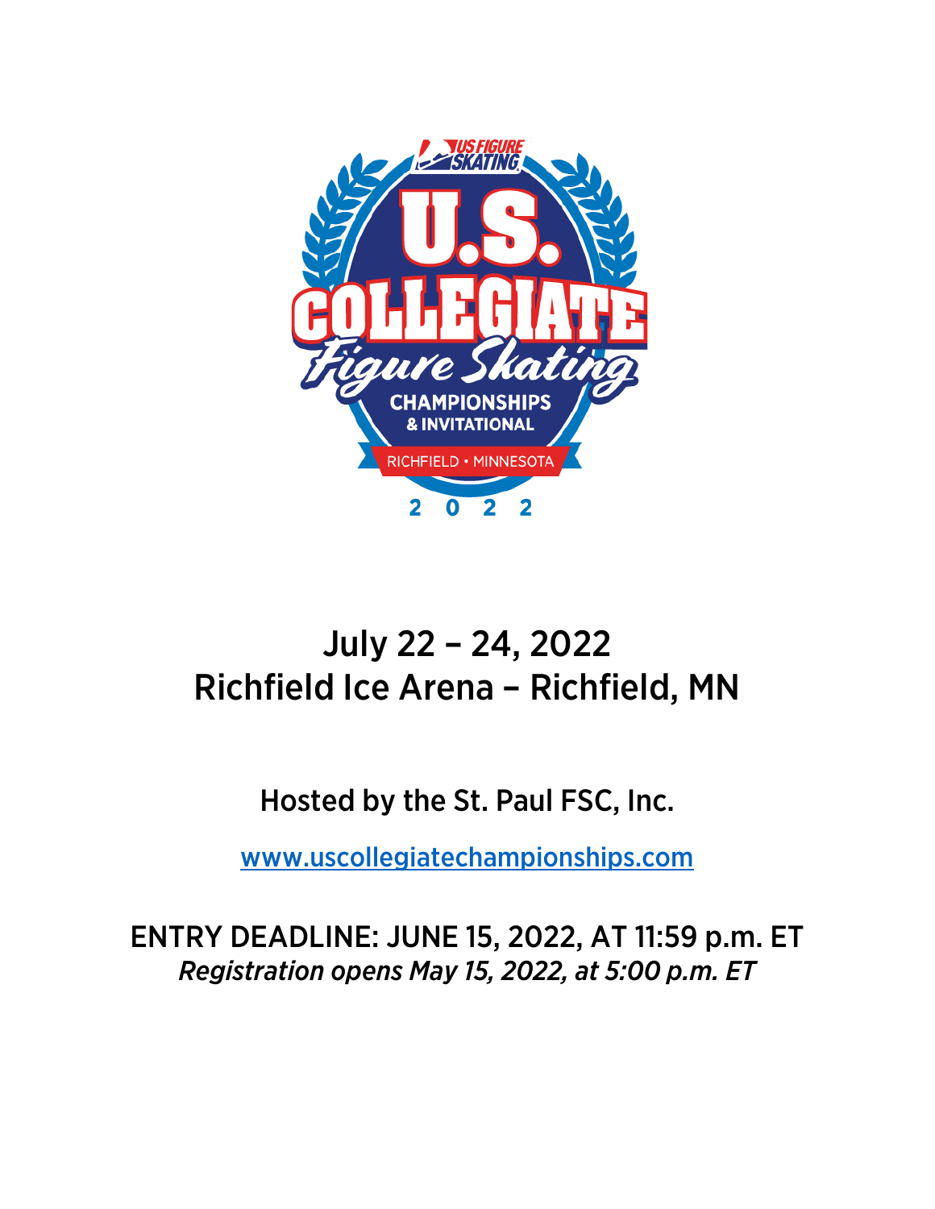US FIGURE SKATING

# U.S. COLLEGIATE Figure Skating CHAMPIONSHIPS & INVITATIONAL

RICHFIELD • MINNESOTA

2022

## July 22 – 24, 2022
## Richfield Ice Arena – Richfield, MN

### Hosted by the St. Paul FSC, Inc.

[www.uscollegiatechampionships.com](http://www.uscollegiatechampionships.com)

### ENTRY DEADLINE: JUNE 15, 2022, AT 11:59 p.m. ET
*Registration opens May 15, 2022, at 5:00 p.m. ET*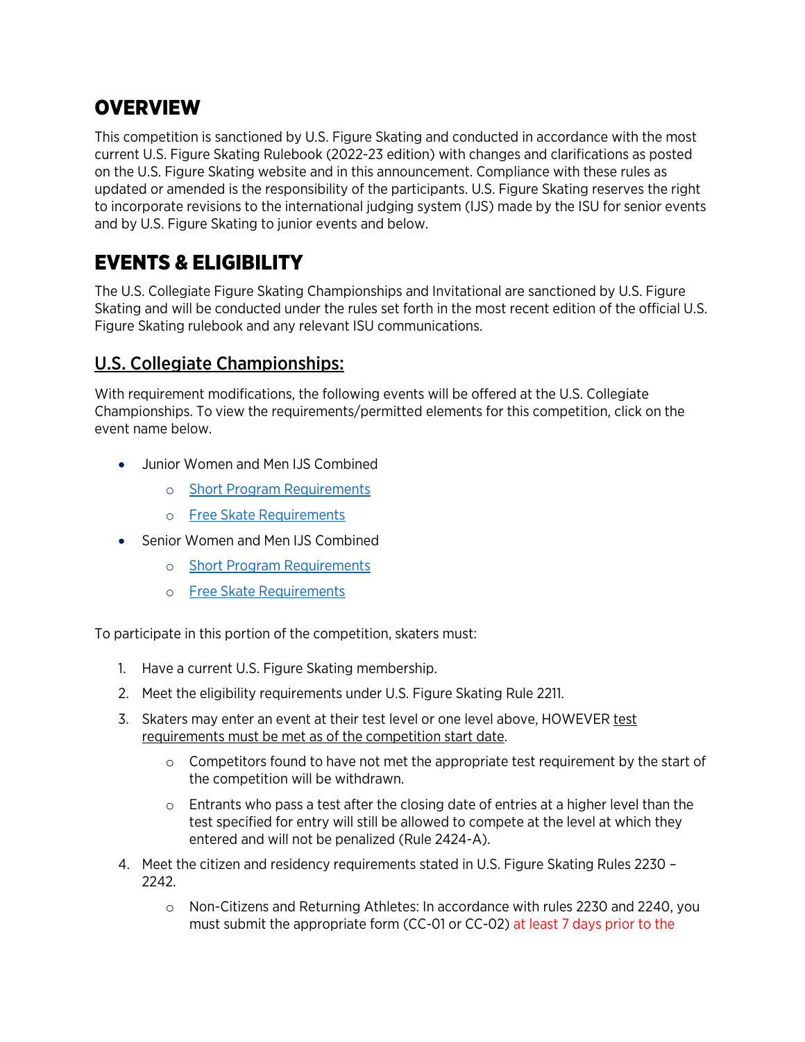# OVERVIEW

This competition is sanctioned by U.S. Figure Skating and conducted in accordance with the most current U.S. Figure Skating Rulebook (2022-23 edition) with changes and clarifications as posted on the U.S. Figure Skating website and in this announcement. Compliance with these rules as updated or amended is the responsibility of the participants. U.S. Figure Skating reserves the right to incorporate revisions to the international judging system (IJS) made by the ISU for senior events and by U.S. Figure Skating to junior events and below.

# EVENTS & ELIGIBILITY

The U.S. Collegiate Figure Skating Championships and Invitational are sanctioned by U.S. Figure Skating and will be conducted under the rules set forth in the most recent edition of the official U.S. Figure Skating rulebook and any relevant ISU communications.

## U.S. Collegiate Championships:

With requirement modifications, the following events will be offered at the U.S. Collegiate Championships. To view the requirements/permitted elements for this competition, click on the event name below.

- Junior Women and Men IJS Combined
    - Short Program Requirements
    - Free Skate Requirements
- Senior Women and Men IJS Combined
    - Short Program Requirements
    - Free Skate Requirements

To participate in this portion of the competition, skaters must:

1. Have a current U.S. Figure Skating membership.
2. Meet the eligibility requirements under U.S. Figure Skating Rule 2211.
3. Skaters may enter an event at their test level or one level above, HOWEVER test requirements must be met as of the competition start date.
    - Competitors found to have not met the appropriate test requirement by the start of the competition will be withdrawn.
    - Entrants who pass a test after the closing date of entries at a higher level than the test specified for entry will still be allowed to compete at the level at which they entered and will not be penalized (Rule 2424-A).
4. Meet the citizen and residency requirements stated in U.S. Figure Skating Rules 2230 – 2242.
    - Non-Citizens and Returning Athletes: In accordance with rules 2230 and 2240, you must submit the appropriate form (CC-01 or CC-02) at least 7 days prior to the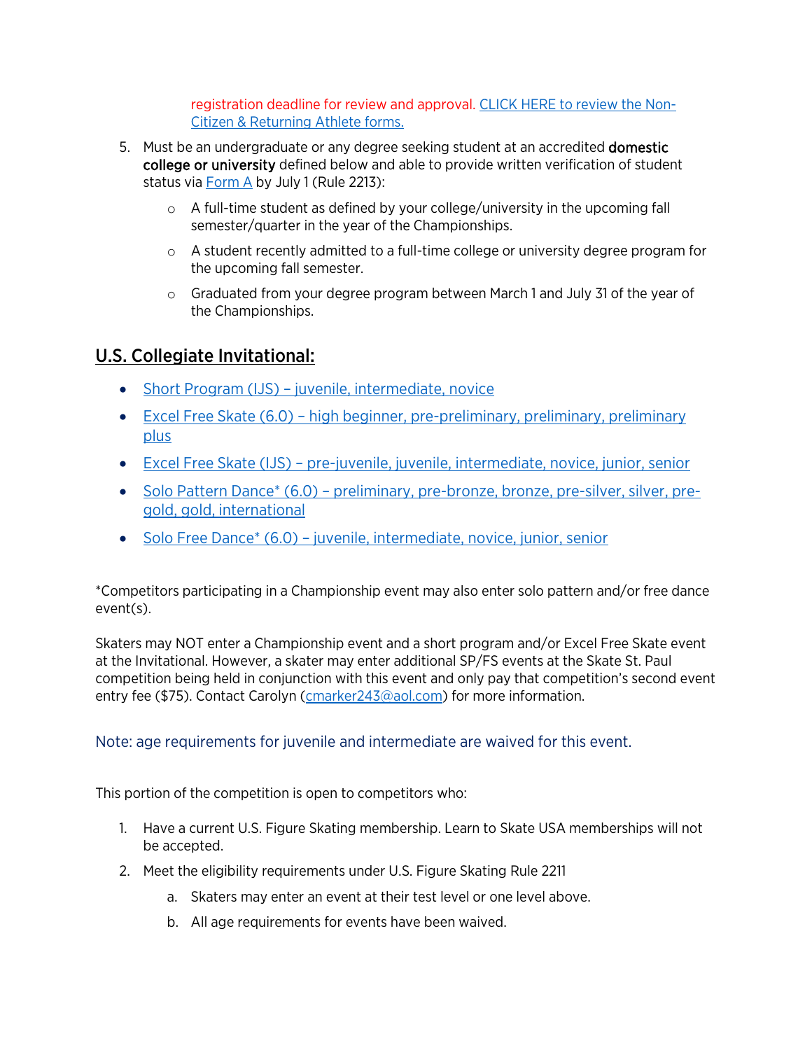registration deadline for review and approval. [CLICK HERE to review the Non-Citizen & Returning Athlete forms.]

5. Must be an undergraduate or any degree seeking student at an accredited **domestic college or university** defined below and able to provide written verification of student status via Form A by July 1 (Rule 2213):
   - A full-time student as defined by your college/university in the upcoming fall semester/quarter in the year of the Championships.
   - A student recently admitted to a full-time college or university degree program for the upcoming fall semester.
   - Graduated from your degree program between March 1 and July 31 of the year of the Championships.

## U.S. Collegiate Invitational:

- Short Program (IJS) – juvenile, intermediate, novice
- Excel Free Skate (6.0) – high beginner, pre-preliminary, preliminary, preliminary plus
- Excel Free Skate (IJS) – pre-juvenile, juvenile, intermediate, novice, junior, senior
- Solo Pattern Dance* (6.0) – preliminary, pre-bronze, bronze, pre-silver, silver, pre-gold, gold, international
- Solo Free Dance* (6.0) – juvenile, intermediate, novice, junior, senior

*Competitors participating in a Championship event may also enter solo pattern and/or free dance event(s).

Skaters may NOT enter a Championship event and a short program and/or Excel Free Skate event at the Invitational. However, a skater may enter additional SP/FS events at the Skate St. Paul competition being held in conjunction with this event and only pay that competition's second event entry fee ($75). Contact Carolyn (cmarker243@aol.com) for more information.

Note: age requirements for juvenile and intermediate are waived for this event.

This portion of the competition is open to competitors who:

1. Have a current U.S. Figure Skating membership. Learn to Skate USA memberships will not be accepted.
2. Meet the eligibility requirements under U.S. Figure Skating Rule 2211
   a. Skaters may enter an event at their test level or one level above.
   b. All age requirements for events have been waived.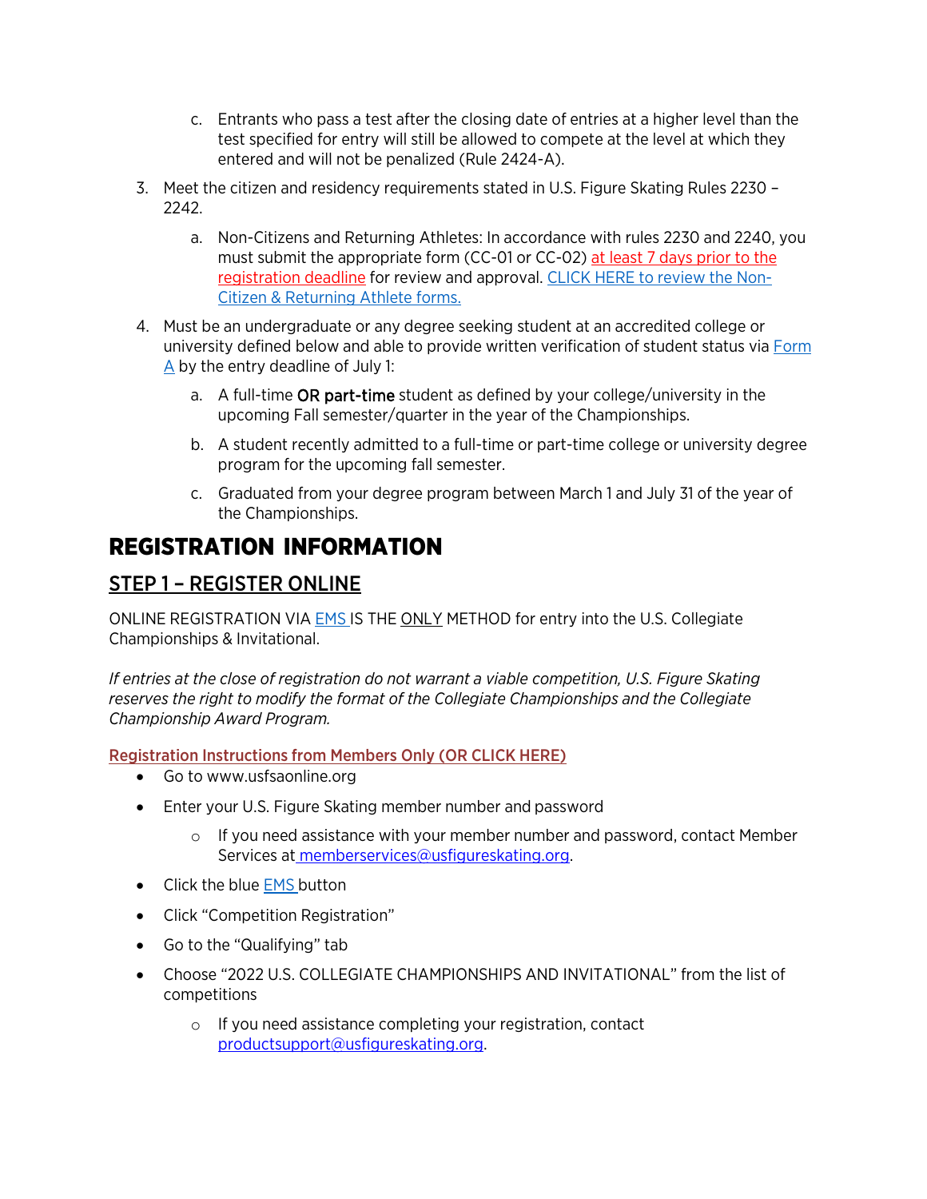c. Entrants who pass a test after the closing date of entries at a higher level than the test specified for entry will still be allowed to compete at the level at which they entered and will not be penalized (Rule 2424-A).

3. Meet the citizen and residency requirements stated in U.S. Figure Skating Rules 2230 – 2242.
   a. Non-Citizens and Returning Athletes: In accordance with rules 2230 and 2240, you must submit the appropriate form (CC-01 or CC-02) at least 7 days prior to the registration deadline for review and approval. CLICK HERE to review the Non-Citizen & Returning Athlete forms.

4. Must be an undergraduate or any degree seeking student at an accredited college or university defined below and able to provide written verification of student status via Form A by the entry deadline of July 1:
   a. A full-time **OR part-time** student as defined by your college/university in the upcoming Fall semester/quarter in the year of the Championships.
   b. A student recently admitted to a full-time or part-time college or university degree program for the upcoming fall semester.
   c. Graduated from your degree program between March 1 and July 31 of the year of the Championships.

# REGISTRATION INFORMATION

## STEP 1 – REGISTER ONLINE

ONLINE REGISTRATION VIA EMS IS THE ONLY METHOD for entry into the U.S. Collegiate Championships & Invitational.

*If entries at the close of registration do not warrant a viable competition, U.S. Figure Skating reserves the right to modify the format of the Collegiate Championships and the Collegiate Championship Award Program.*

Registration Instructions from Members Only (OR CLICK HERE)

- Go to www.usfsaonline.org
- Enter your U.S. Figure Skating member number and password
  - If you need assistance with your member number and password, contact Member Services at memberservices@usfigureskating.org.
- Click the blue EMS button
- Click "Competition Registration"
- Go to the "Qualifying" tab
- Choose "2022 U.S. COLLEGIATE CHAMPIONSHIPS AND INVITATIONAL" from the list of competitions
  - If you need assistance completing your registration, contact productsupport@usfigureskating.org.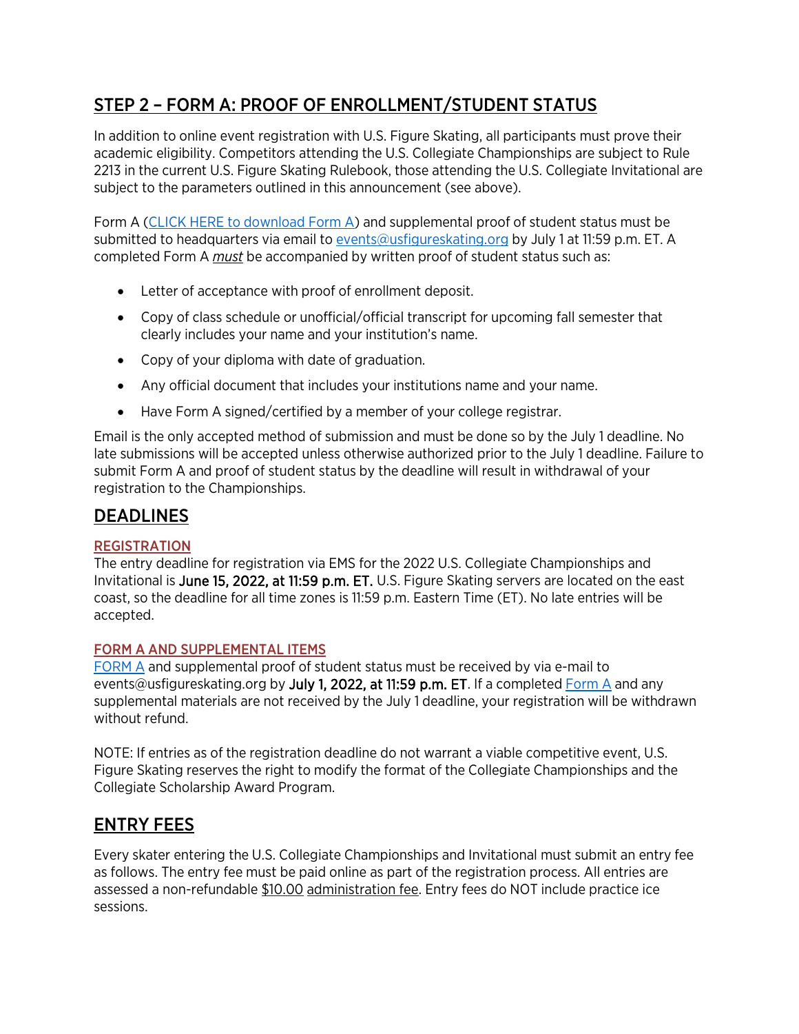## STEP 2 – FORM A: PROOF OF ENROLLMENT/STUDENT STATUS

In addition to online event registration with U.S. Figure Skating, all participants must prove their academic eligibility. Competitors attending the U.S. Collegiate Championships are subject to Rule 2213 in the current U.S. Figure Skating Rulebook, those attending the U.S. Collegiate Invitational are subject to the parameters outlined in this announcement (see above).

Form A (CLICK HERE to download Form A) and supplemental proof of student status must be submitted to headquarters via email to events@usfigureskating.org by July 1 at 11:59 p.m. ET. A completed Form A ***must*** be accompanied by written proof of student status such as:

- Letter of acceptance with proof of enrollment deposit.
- Copy of class schedule or unofficial/official transcript for upcoming fall semester that clearly includes your name and your institution's name.
- Copy of your diploma with date of graduation.
- Any official document that includes your institutions name and your name.
- Have Form A signed/certified by a member of your college registrar.

Email is the only accepted method of submission and must be done so by the July 1 deadline. No late submissions will be accepted unless otherwise authorized prior to the July 1 deadline. Failure to submit Form A and proof of student status by the deadline will result in withdrawal of your registration to the Championships.

## DEADLINES

### REGISTRATION

The entry deadline for registration via EMS for the 2022 U.S. Collegiate Championships and Invitational is **June 15, 2022, at 11:59 p.m. ET.** U.S. Figure Skating servers are located on the east coast, so the deadline for all time zones is 11:59 p.m. Eastern Time (ET). No late entries will be accepted.

### FORM A AND SUPPLEMENTAL ITEMS

FORM A and supplemental proof of student status must be received by via e-mail to events@usfigureskating.org by **July 1, 2022, at 11:59 p.m. ET**. If a completed Form A and any supplemental materials are not received by the July 1 deadline, your registration will be withdrawn without refund.

NOTE: If entries as of the registration deadline do not warrant a viable competitive event, U.S. Figure Skating reserves the right to modify the format of the Collegiate Championships and the Collegiate Scholarship Award Program.

## ENTRY FEES

Every skater entering the U.S. Collegiate Championships and Invitational must submit an entry fee as follows. The entry fee must be paid online as part of the registration process. All entries are assessed a non-refundable $10.00 administration fee. Entry fees do NOT include practice ice sessions.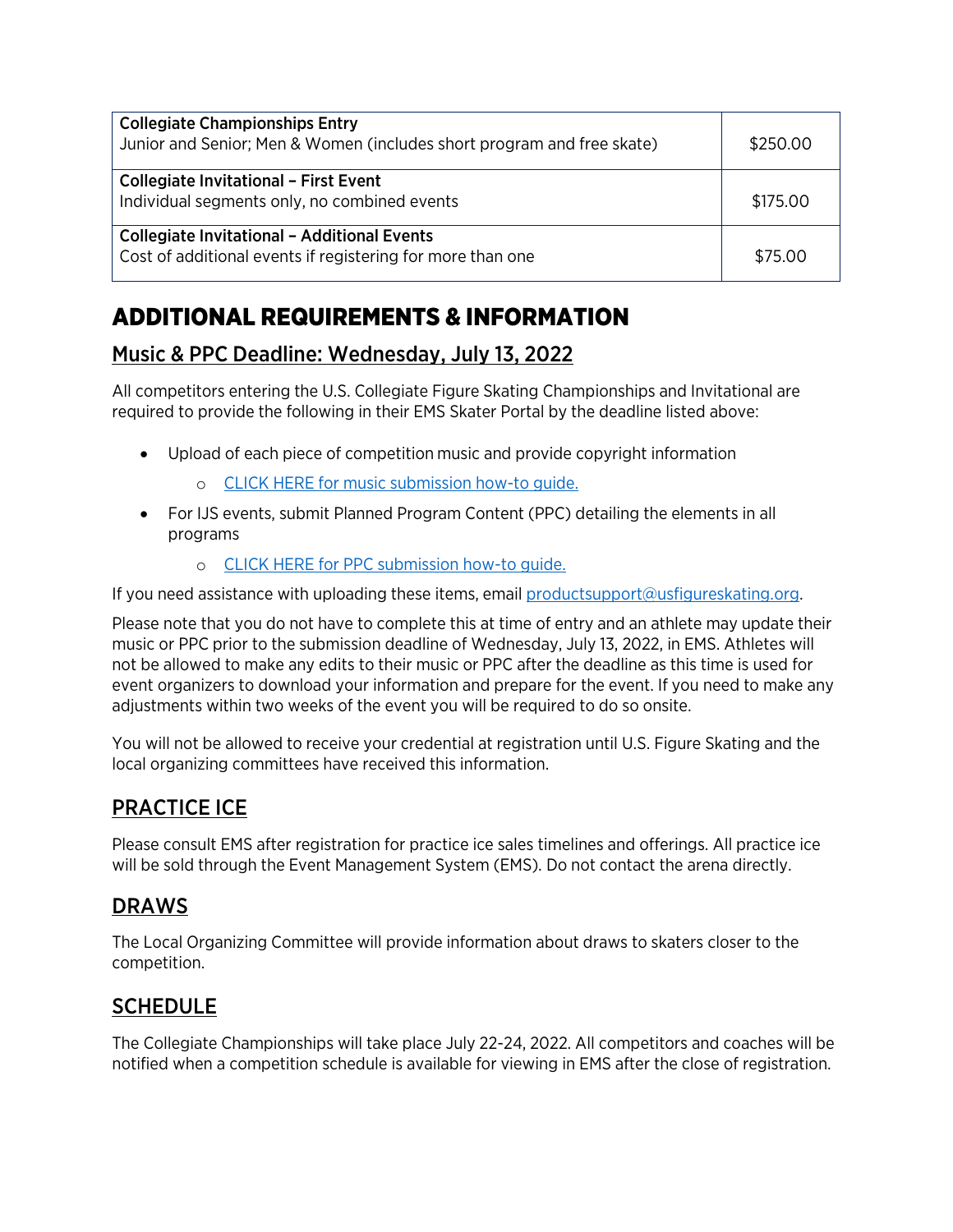| | |
|---|---|
| **Collegiate Championships Entry**<br>Junior and Senior; Men & Women (includes short program and free skate) | $250.00 |
| **Collegiate Invitational – First Event**<br>Individual segments only, no combined events | $175.00 |
| **Collegiate Invitational – Additional Events**<br>Cost of additional events if registering for more than one | $75.00 |

# ADDITIONAL REQUIREMENTS & INFORMATION

## Music & PPC Deadline: Wednesday, July 13, 2022

All competitors entering the U.S. Collegiate Figure Skating Championships and Invitational are required to provide the following in their EMS Skater Portal by the deadline listed above:

- Upload of each piece of competition music and provide copyright information
  - CLICK HERE for music submission how-to guide.
- For IJS events, submit Planned Program Content (PPC) detailing the elements in all programs
  - CLICK HERE for PPC submission how-to guide.

If you need assistance with uploading these items, email productsupport@usfigureskating.org.

Please note that you do not have to complete this at time of entry and an athlete may update their music or PPC prior to the submission deadline of Wednesday, July 13, 2022, in EMS. Athletes will not be allowed to make any edits to their music or PPC after the deadline as this time is used for event organizers to download your information and prepare for the event. If you need to make any adjustments within two weeks of the event you will be required to do so onsite.

You will not be allowed to receive your credential at registration until U.S. Figure Skating and the local organizing committees have received this information.

## PRACTICE ICE

Please consult EMS after registration for practice ice sales timelines and offerings. All practice ice will be sold through the Event Management System (EMS). Do not contact the arena directly.

## DRAWS

The Local Organizing Committee will provide information about draws to skaters closer to the competition.

## SCHEDULE

The Collegiate Championships will take place July 22-24, 2022. All competitors and coaches will be notified when a competition schedule is available for viewing in EMS after the close of registration.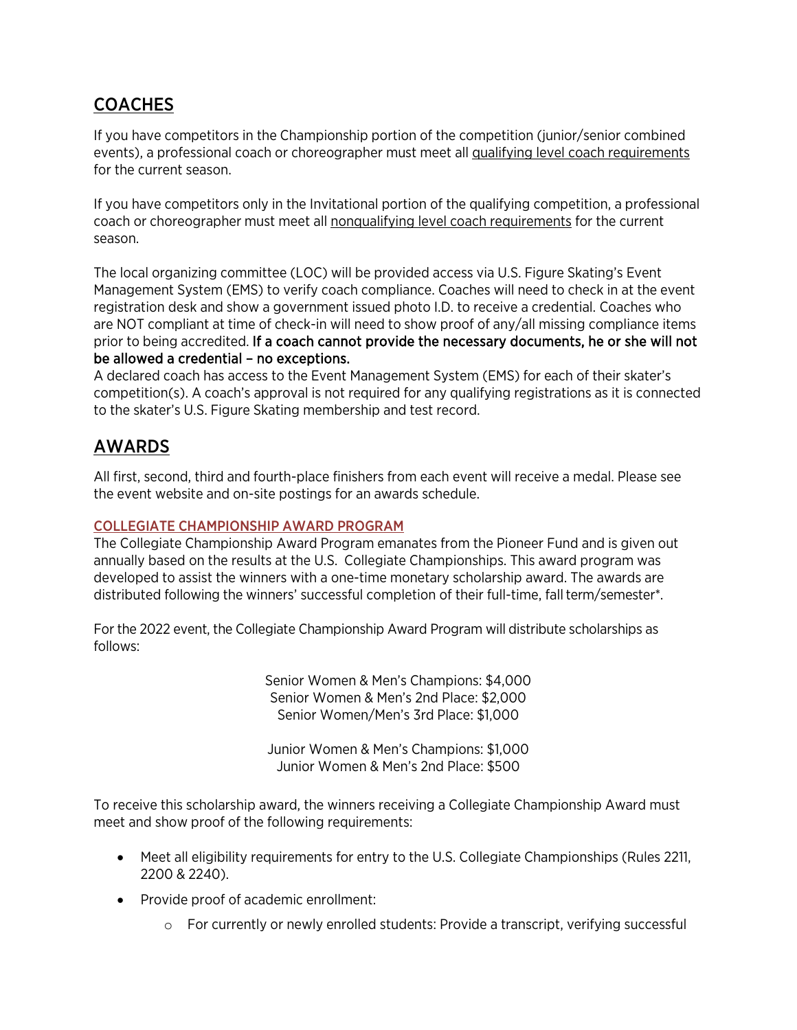## COACHES

If you have competitors in the Championship portion of the competition (junior/senior combined events), a professional coach or choreographer must meet all qualifying level coach requirements for the current season.

If you have competitors only in the Invitational portion of the qualifying competition, a professional coach or choreographer must meet all nonqualifying level coach requirements for the current season.

The local organizing committee (LOC) will be provided access via U.S. Figure Skating's Event Management System (EMS) to verify coach compliance. Coaches will need to check in at the event registration desk and show a government issued photo I.D. to receive a credential. Coaches who are NOT compliant at time of check-in will need to show proof of any/all missing compliance items prior to being accredited. **If a coach cannot provide the necessary documents, he or she will not be allowed a credential – no exceptions.**
A declared coach has access to the Event Management System (EMS) for each of their skater's competition(s). A coach's approval is not required for any qualifying registrations as it is connected to the skater's U.S. Figure Skating membership and test record.

## AWARDS

All first, second, third and fourth-place finishers from each event will receive a medal. Please see the event website and on-site postings for an awards schedule.

### COLLEGIATE CHAMPIONSHIP AWARD PROGRAM

The Collegiate Championship Award Program emanates from the Pioneer Fund and is given out annually based on the results at the U.S. Collegiate Championships. This award program was developed to assist the winners with a one-time monetary scholarship award. The awards are distributed following the winners' successful completion of their full-time, fall term/semester*.

For the 2022 event, the Collegiate Championship Award Program will distribute scholarships as follows:

Senior Women & Men's Champions: $4,000
Senior Women & Men's 2nd Place: $2,000
Senior Women/Men's 3rd Place: $1,000

Junior Women & Men's Champions: $1,000
Junior Women & Men's 2nd Place: $500

To receive this scholarship award, the winners receiving a Collegiate Championship Award must meet and show proof of the following requirements:

- Meet all eligibility requirements for entry to the U.S. Collegiate Championships (Rules 2211, 2200 & 2240).
- Provide proof of academic enrollment:
  - For currently or newly enrolled students: Provide a transcript, verifying successful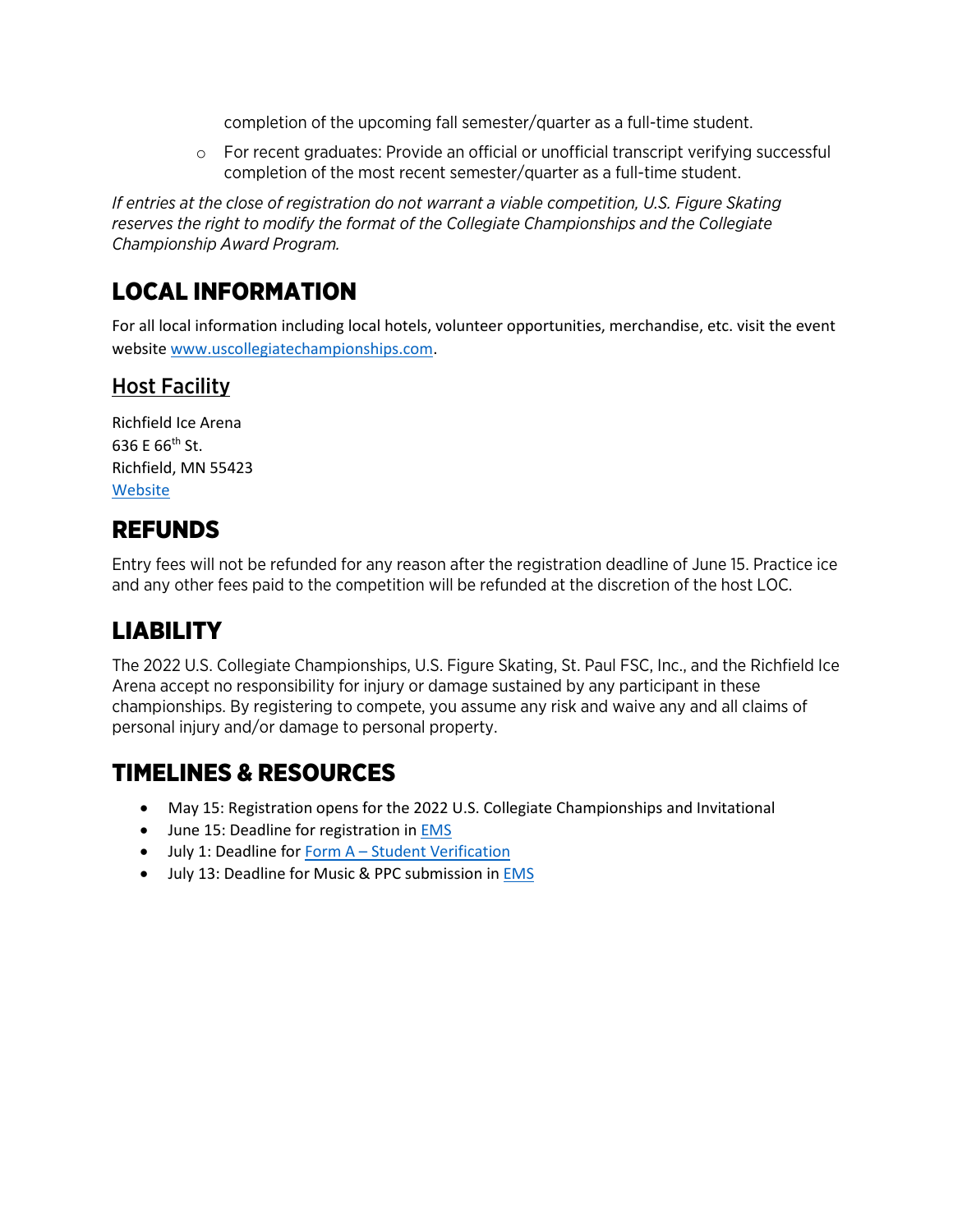completion of the upcoming fall semester/quarter as a full-time student.

- For recent graduates: Provide an official or unofficial transcript verifying successful completion of the most recent semester/quarter as a full-time student.

*If entries at the close of registration do not warrant a viable competition, U.S. Figure Skating reserves the right to modify the format of the Collegiate Championships and the Collegiate Championship Award Program.*

# LOCAL INFORMATION

For all local information including local hotels, volunteer opportunities, merchandise, etc. visit the event website [www.uscollegiatechampionships.com](www.uscollegiatechampionships.com).

## Host Facility

Richfield Ice Arena
636 E 66th St.
Richfield, MN 55423
[Website]()

# REFUNDS

Entry fees will not be refunded for any reason after the registration deadline of June 15. Practice ice and any other fees paid to the competition will be refunded at the discretion of the host LOC.

# LIABILITY

The 2022 U.S. Collegiate Championships, U.S. Figure Skating, St. Paul FSC, Inc., and the Richfield Ice Arena accept no responsibility for injury or damage sustained by any participant in these championships. By registering to compete, you assume any risk and waive any and all claims of personal injury and/or damage to personal property.

# TIMELINES & RESOURCES

- May 15: Registration opens for the 2022 U.S. Collegiate Championships and Invitational
- June 15: Deadline for registration in [EMS]()
- July 1: Deadline for [Form A – Student Verification]()
- July 13: Deadline for Music & PPC submission in [EMS]()